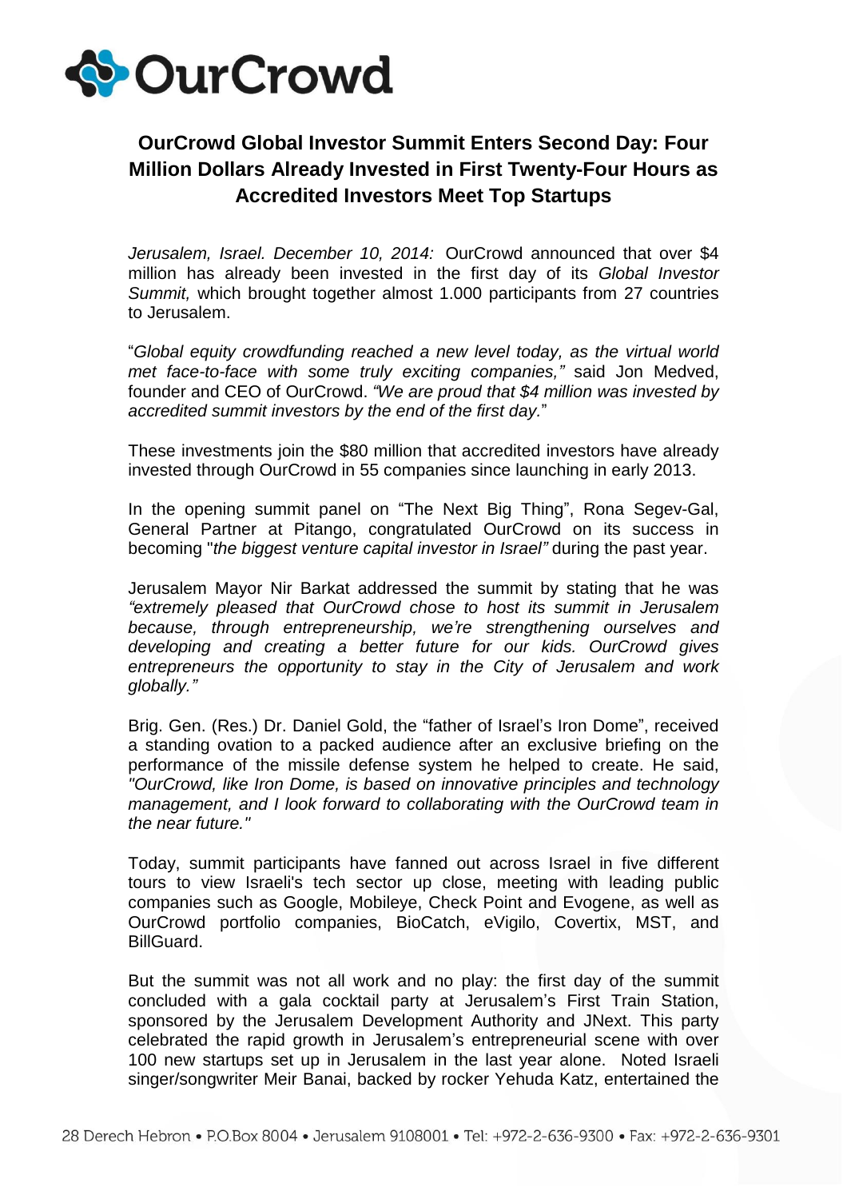# OurCrowd

## OurCrowd Global Investor Summit Enters Second Day: Four Million Dollars Already Invested in First Twenty-Four Hours as Accredited Investors Meet Top Startups

*Jerusalem, Israel. December 10, 2014:* OurCrowd announced that over $4 million has already been invested in the first day of its *Global Investor Summit,* which brought together almost 1.000 participants from 27 countries to Jerusalem.

"*Global equity crowdfunding reached a new level today, as the virtual world met face-to-face with some truly exciting companies,"* said Jon Medved, founder and CEO of OurCrowd. *"We are proud that $4 million was invested by accredited summit investors by the end of the first day.*"

These investments join the $80 million that accredited investors have already invested through OurCrowd in 55 companies since launching in early 2013.

In the opening summit panel on "The Next Big Thing", Rona Segev-Gal, General Partner at Pitango, congratulated OurCrowd on its success in becoming "*the biggest venture capital investor in Israel"* during the past year.

Jerusalem Mayor Nir Barkat addressed the summit by stating that he was *"extremely pleased that OurCrowd chose to host its summit in Jerusalem because, through entrepreneurship, we're strengthening ourselves and developing and creating a better future for our kids. OurCrowd gives entrepreneurs the opportunity to stay in the City of Jerusalem and work globally."*

Brig. Gen. (Res.) Dr. Daniel Gold, the "father of Israel's Iron Dome", received a standing ovation to a packed audience after an exclusive briefing on the performance of the missile defense system he helped to create. He said, *"OurCrowd, like Iron Dome, is based on innovative principles and technology management, and I look forward to collaborating with the OurCrowd team in the near future."*

Today, summit participants have fanned out across Israel in five different tours to view Israeli's tech sector up close, meeting with leading public companies such as Google, Mobileye, Check Point and Evogene, as well as OurCrowd portfolio companies, BioCatch, eVigilo, Covertix, MST, and BillGuard.

But the summit was not all work and no play: the first day of the summit concluded with a gala cocktail party at Jerusalem's First Train Station, sponsored by the Jerusalem Development Authority and JNext. This party celebrated the rapid growth in Jerusalem's entrepreneurial scene with over 100 new startups set up in Jerusalem in the last year alone. Noted Israeli singer/songwriter Meir Banai, backed by rocker Yehuda Katz, entertained the

28 Derech Hebron • P.O.Box 8004 • Jerusalem 9108001 • Tel: +972-2-636-9300 • Fax: +972-2-636-9301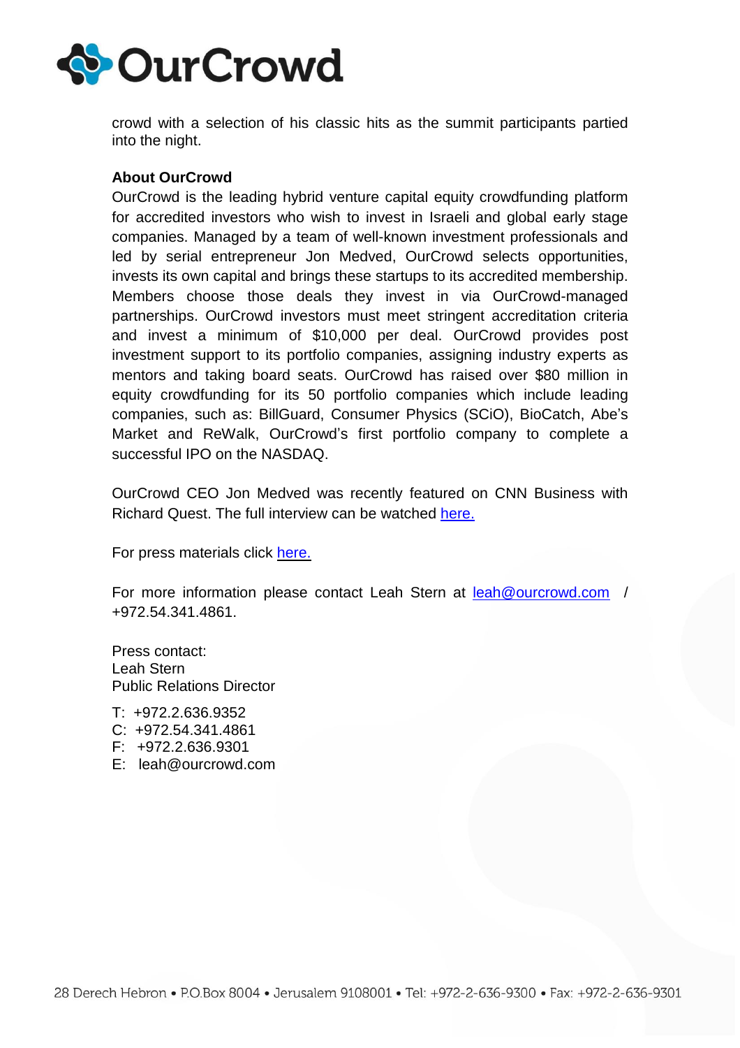crowd with a selection of his classic hits as the summit participants partied into the night.

**About OurCrowd**

OurCrowd is the leading hybrid venture capital equity crowdfunding platform for accredited investors who wish to invest in Israeli and global early stage companies. Managed by a team of well-known investment professionals and led by serial entrepreneur Jon Medved, OurCrowd selects opportunities, invests its own capital and brings these startups to its accredited membership. Members choose those deals they invest in via OurCrowd-managed partnerships. OurCrowd investors must meet stringent accreditation criteria and invest a minimum of $10,000 per deal. OurCrowd provides post investment support to its portfolio companies, assigning industry experts as mentors and taking board seats. OurCrowd has raised over $80 million in equity crowdfunding for its 50 portfolio companies which include leading companies, such as: BillGuard, Consumer Physics (SCiO), BioCatch, Abe's Market and ReWalk, OurCrowd's first portfolio company to complete a successful IPO on the NASDAQ.

OurCrowd CEO Jon Medved was recently featured on CNN Business with Richard Quest. The full interview can be watched here.

For press materials click here.

For more information please contact Leah Stern at leah@ourcrowd.com / +972.54.341.4861.

Press contact:
Leah Stern
Public Relations Director

T: +972.2.636.9352
C: +972.54.341.4861
F: +972.2.636.9301
E: leah@ourcrowd.com